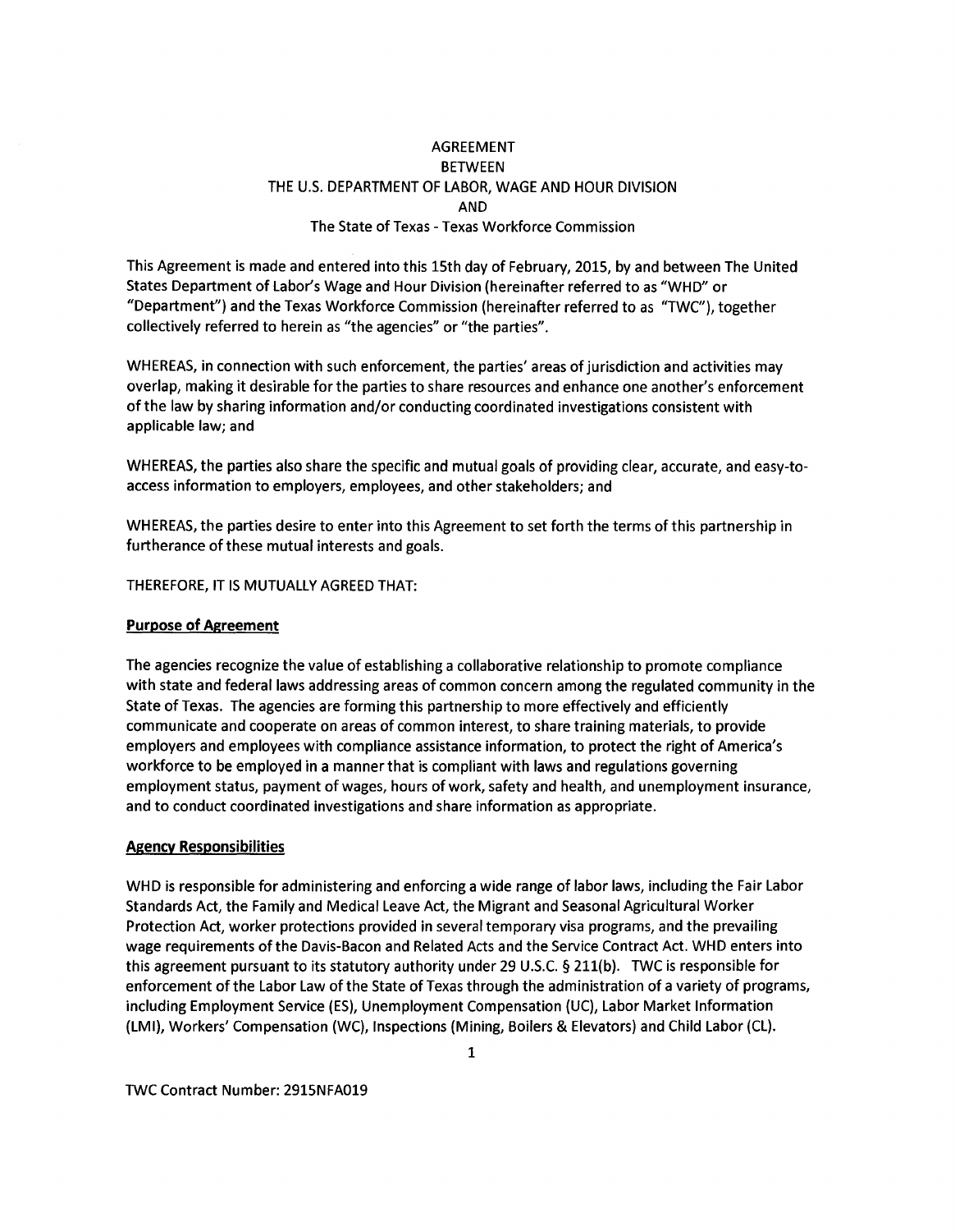# AGREEMENT
# BETWEEN
# THE U.S. DEPARTMENT OF LABOR, WAGE AND HOUR DIVISION
# AND
# The State of Texas - Texas Workforce Commission

This Agreement is made and entered into this 15th day of February, 2015, by and between The United States Department of Labor's Wage and Hour Division (hereinafter referred to as "WHD" or "Department") and the Texas Workforce Commission (hereinafter referred to as "TWC"), together collectively referred to herein as "the agencies" or "the parties".

WHEREAS, in connection with such enforcement, the parties' areas of jurisdiction and activities may overlap, making it desirable for the parties to share resources and enhance one another's enforcement of the law by sharing information and/or conducting coordinated investigations consistent with applicable law; and

WHEREAS, the parties also share the specific and mutual goals of providing clear, accurate, and easy-to-access information to employers, employees, and other stakeholders; and

WHEREAS, the parties desire to enter into this Agreement to set forth the terms of this partnership in furtherance of these mutual interests and goals.

THEREFORE, IT IS MUTUALLY AGREED THAT:

## Purpose of Agreement

The agencies recognize the value of establishing a collaborative relationship to promote compliance with state and federal laws addressing areas of common concern among the regulated community in the State of Texas. The agencies are forming this partnership to more effectively and efficiently communicate and cooperate on areas of common interest, to share training materials, to provide employers and employees with compliance assistance information, to protect the right of America's workforce to be employed in a manner that is compliant with laws and regulations governing employment status, payment of wages, hours of work, safety and health, and unemployment insurance, and to conduct coordinated investigations and share information as appropriate.

## Agency Responsibilities

WHD is responsible for administering and enforcing a wide range of labor laws, including the Fair Labor Standards Act, the Family and Medical Leave Act, the Migrant and Seasonal Agricultural Worker Protection Act, worker protections provided in several temporary visa programs, and the prevailing wage requirements of the Davis-Bacon and Related Acts and the Service Contract Act. WHD enters into this agreement pursuant to its statutory authority under 29 U.S.C. § 211(b). TWC is responsible for enforcement of the Labor Law of the State of Texas through the administration of a variety of programs, including Employment Service (ES), Unemployment Compensation (UC), Labor Market Information (LMI), Workers' Compensation (WC), Inspections (Mining, Boilers & Elevators) and Child Labor (CL).

TWC Contract Number: 2915NFA019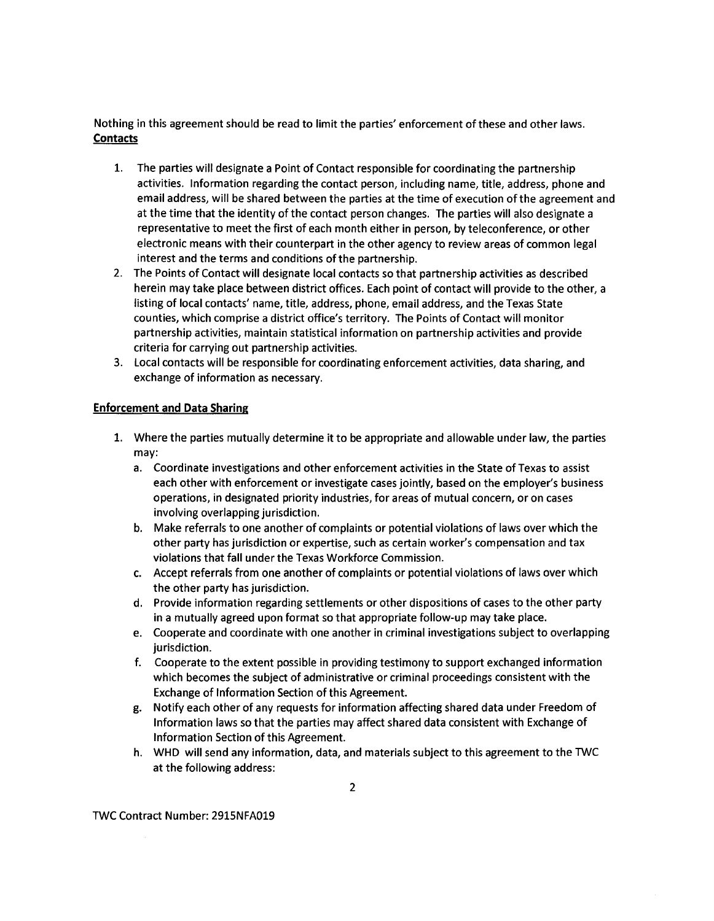Nothing in this agreement should be read to limit the parties' enforcement of these and other laws.

**Contacts**

1. The parties will designate a Point of Contact responsible for coordinating the partnership activities. Information regarding the contact person, including name, title, address, phone and email address, will be shared between the parties at the time of execution of the agreement and at the time that the identity of the contact person changes. The parties will also designate a representative to meet the first of each month either in person, by teleconference, or other electronic means with their counterpart in the other agency to review areas of common legal interest and the terms and conditions of the partnership.
2. The Points of Contact will designate local contacts so that partnership activities as described herein may take place between district offices. Each point of contact will provide to the other, a listing of local contacts' name, title, address, phone, email address, and the Texas State counties, which comprise a district office's territory. The Points of Contact will monitor partnership activities, maintain statistical information on partnership activities and provide criteria for carrying out partnership activities.
3. Local contacts will be responsible for coordinating enforcement activities, data sharing, and exchange of information as necessary.

**Enforcement and Data Sharing**

1. Where the parties mutually determine it to be appropriate and allowable under law, the parties may:
   a. Coordinate investigations and other enforcement activities in the State of Texas to assist each other with enforcement or investigate cases jointly, based on the employer's business operations, in designated priority industries, for areas of mutual concern, or on cases involving overlapping jurisdiction.
   b. Make referrals to one another of complaints or potential violations of laws over which the other party has jurisdiction or expertise, such as certain worker's compensation and tax violations that fall under the Texas Workforce Commission.
   c. Accept referrals from one another of complaints or potential violations of laws over which the other party has jurisdiction.
   d. Provide information regarding settlements or other dispositions of cases to the other party in a mutually agreed upon format so that appropriate follow-up may take place.
   e. Cooperate and coordinate with one another in criminal investigations subject to overlapping jurisdiction.
   f. Cooperate to the extent possible in providing testimony to support exchanged information which becomes the subject of administrative or criminal proceedings consistent with the Exchange of Information Section of this Agreement.
   g. Notify each other of any requests for information affecting shared data under Freedom of Information laws so that the parties may affect shared data consistent with Exchange of Information Section of this Agreement.
   h. WHD will send any information, data, and materials subject to this agreement to the TWC at the following address:

TWC Contract Number: 2915NFA019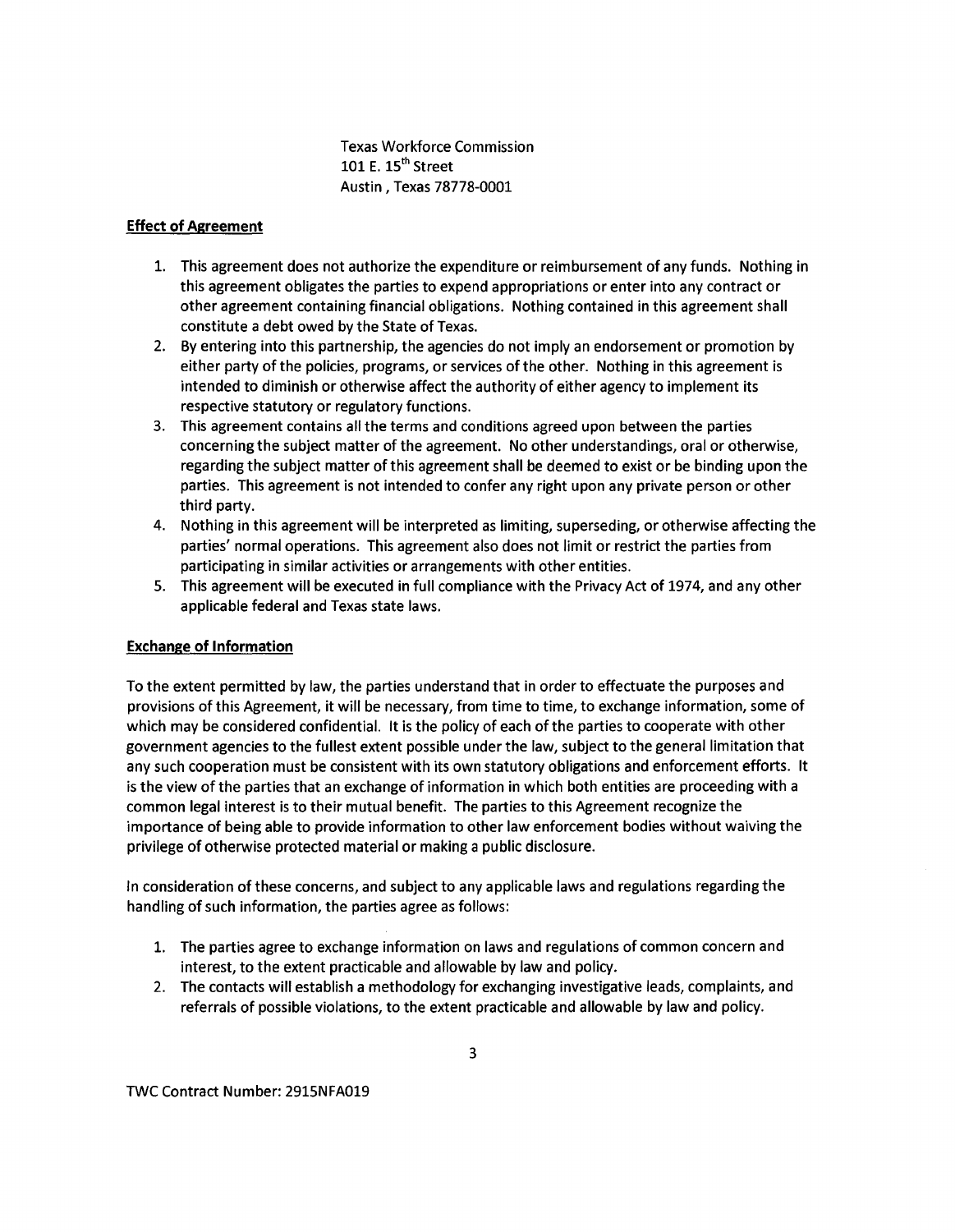Texas Workforce Commission  
101 E. 15th Street  
Austin , Texas 78778-0001

**Effect of Agreement**

1. This agreement does not authorize the expenditure or reimbursement of any funds. Nothing in this agreement obligates the parties to expend appropriations or enter into any contract or other agreement containing financial obligations. Nothing contained in this agreement shall constitute a debt owed by the State of Texas.
2. By entering into this partnership, the agencies do not imply an endorsement or promotion by either party of the policies, programs, or services of the other. Nothing in this agreement is intended to diminish or otherwise affect the authority of either agency to implement its respective statutory or regulatory functions.
3. This agreement contains all the terms and conditions agreed upon between the parties concerning the subject matter of the agreement. No other understandings, oral or otherwise, regarding the subject matter of this agreement shall be deemed to exist or be binding upon the parties. This agreement is not intended to confer any right upon any private person or other third party.
4. Nothing in this agreement will be interpreted as limiting, superseding, or otherwise affecting the parties' normal operations. This agreement also does not limit or restrict the parties from participating in similar activities or arrangements with other entities.
5. This agreement will be executed in full compliance with the Privacy Act of 1974, and any other applicable federal and Texas state laws.

**Exchange of Information**

To the extent permitted by law, the parties understand that in order to effectuate the purposes and provisions of this Agreement, it will be necessary, from time to time, to exchange information, some of which may be considered confidential. It is the policy of each of the parties to cooperate with other government agencies to the fullest extent possible under the law, subject to the general limitation that any such cooperation must be consistent with its own statutory obligations and enforcement efforts. It is the view of the parties that an exchange of information in which both entities are proceeding with a common legal interest is to their mutual benefit. The parties to this Agreement recognize the importance of being able to provide information to other law enforcement bodies without waiving the privilege of otherwise protected material or making a public disclosure.

In consideration of these concerns, and subject to any applicable laws and regulations regarding the handling of such information, the parties agree as follows:

1. The parties agree to exchange information on laws and regulations of common concern and interest, to the extent practicable and allowable by law and policy.
2. The contacts will establish a methodology for exchanging investigative leads, complaints, and referrals of possible violations, to the extent practicable and allowable by law and policy.

TWC Contract Number: 2915NFA019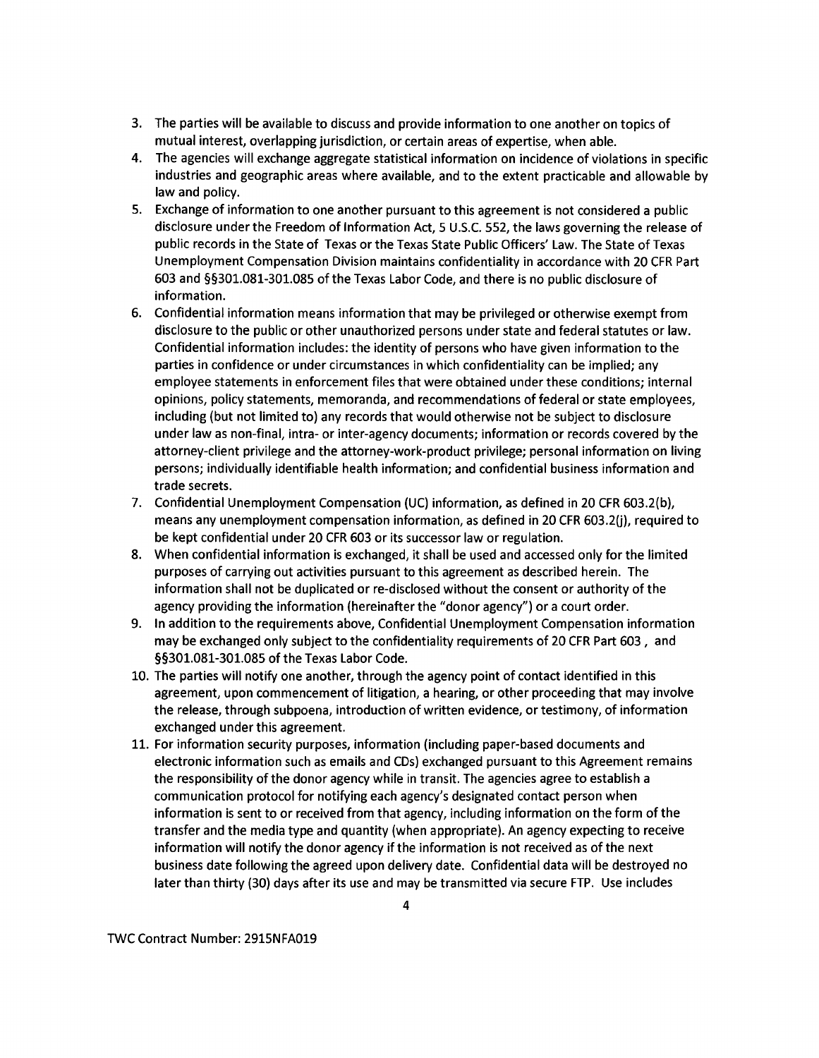3. The parties will be available to discuss and provide information to one another on topics of mutual interest, overlapping jurisdiction, or certain areas of expertise, when able.
4. The agencies will exchange aggregate statistical information on incidence of violations in specific industries and geographic areas where available, and to the extent practicable and allowable by law and policy.
5. Exchange of information to one another pursuant to this agreement is not considered a public disclosure under the Freedom of Information Act, 5 U.S.C. 552, the laws governing the release of public records in the State of Texas or the Texas State Public Officers' Law. The State of Texas Unemployment Compensation Division maintains confidentiality in accordance with 20 CFR Part 603 and §§301.081-301.085 of the Texas Labor Code, and there is no public disclosure of information.
6. Confidential information means information that may be privileged or otherwise exempt from disclosure to the public or other unauthorized persons under state and federal statutes or law. Confidential information includes: the identity of persons who have given information to the parties in confidence or under circumstances in which confidentiality can be implied; any employee statements in enforcement files that were obtained under these conditions; internal opinions, policy statements, memoranda, and recommendations of federal or state employees, including (but not limited to) any records that would otherwise not be subject to disclosure under law as non-final, intra- or inter-agency documents; information or records covered by the attorney-client privilege and the attorney-work-product privilege; personal information on living persons; individually identifiable health information; and confidential business information and trade secrets.
7. Confidential Unemployment Compensation (UC) information, as defined in 20 CFR 603.2(b), means any unemployment compensation information, as defined in 20 CFR 603.2(j), required to be kept confidential under 20 CFR 603 or its successor law or regulation.
8. When confidential information is exchanged, it shall be used and accessed only for the limited purposes of carrying out activities pursuant to this agreement as described herein. The information shall not be duplicated or re-disclosed without the consent or authority of the agency providing the information (hereinafter the "donor agency") or a court order.
9. In addition to the requirements above, Confidential Unemployment Compensation information may be exchanged only subject to the confidentiality requirements of 20 CFR Part 603 , and §§301.081-301.085 of the Texas Labor Code.
10. The parties will notify one another, through the agency point of contact identified in this agreement, upon commencement of litigation, a hearing, or other proceeding that may involve the release, through subpoena, introduction of written evidence, or testimony, of information exchanged under this agreement.
11. For information security purposes, information (including paper-based documents and electronic information such as emails and CDs) exchanged pursuant to this Agreement remains the responsibility of the donor agency while in transit. The agencies agree to establish a communication protocol for notifying each agency's designated contact person when information is sent to or received from that agency, including information on the form of the transfer and the media type and quantity (when appropriate). An agency expecting to receive information will notify the donor agency if the information is not received as of the next business date following the agreed upon delivery date. Confidential data will be destroyed no later than thirty (30) days after its use and may be transmitted via secure FTP. Use includes

TWC Contract Number: 2915NFA019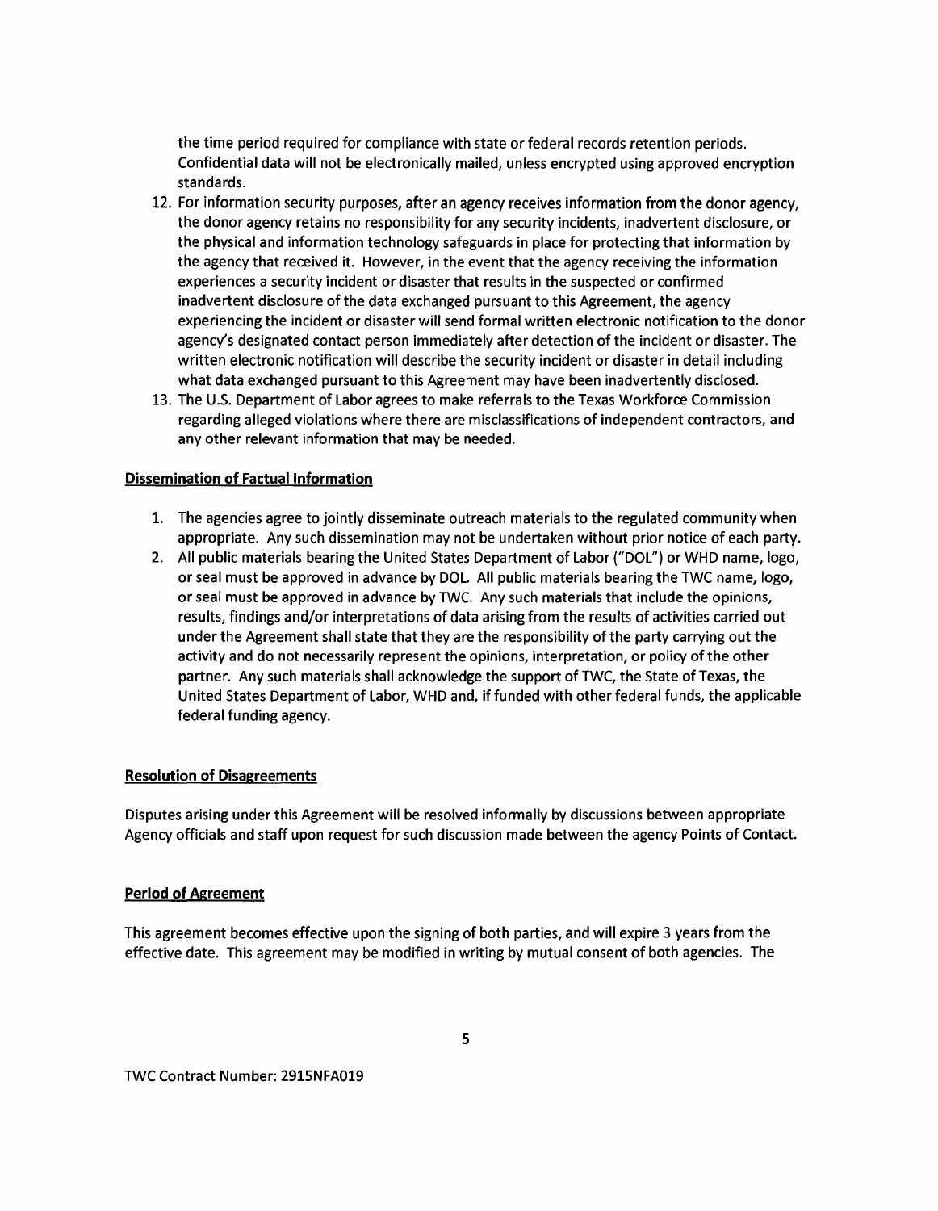the time period required for compliance with state or federal records retention periods. Confidential data will not be electronically mailed, unless encrypted using approved encryption standards.

12. For information security purposes, after an agency receives information from the donor agency, the donor agency retains no responsibility for any security incidents, inadvertent disclosure, or the physical and information technology safeguards in place for protecting that information by the agency that received it. However, in the event that the agency receiving the information experiences a security incident or disaster that results in the suspected or confirmed inadvertent disclosure of the data exchanged pursuant to this Agreement, the agency experiencing the incident or disaster will send formal written electronic notification to the donor agency's designated contact person immediately after detection of the incident or disaster. The written electronic notification will describe the security incident or disaster in detail including what data exchanged pursuant to this Agreement may have been inadvertently disclosed.
13. The U.S. Department of Labor agrees to make referrals to the Texas Workforce Commission regarding alleged violations where there are misclassifications of independent contractors, and any other relevant information that may be needed.

**Dissemination of Factual Information**

1. The agencies agree to jointly disseminate outreach materials to the regulated community when appropriate. Any such dissemination may not be undertaken without prior notice of each party.
2. All public materials bearing the United States Department of Labor ("DOL") or WHD name, logo, or seal must be approved in advance by DOL. All public materials bearing the TWC name, logo, or seal must be approved in advance by TWC. Any such materials that include the opinions, results, findings and/or interpretations of data arising from the results of activities carried out under the Agreement shall state that they are the responsibility of the party carrying out the activity and do not necessarily represent the opinions, interpretation, or policy of the other partner. Any such materials shall acknowledge the support of TWC, the State of Texas, the United States Department of Labor, WHD and, if funded with other federal funds, the applicable federal funding agency.

**Resolution of Disagreements**

Disputes arising under this Agreement will be resolved informally by discussions between appropriate Agency officials and staff upon request for such discussion made between the agency Points of Contact.

**Period of Agreement**

This agreement becomes effective upon the signing of both parties, and will expire 3 years from the effective date. This agreement may be modified in writing by mutual consent of both agencies. The

TWC Contract Number: 2915NFA019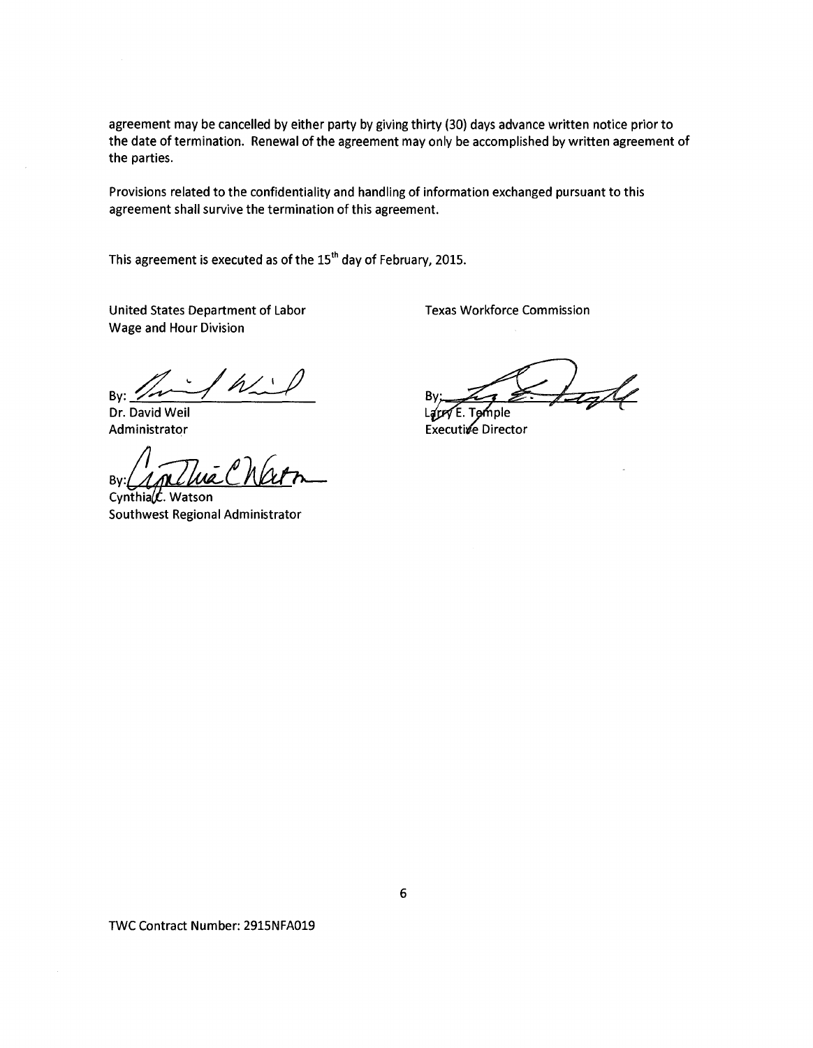agreement may be cancelled by either party by giving thirty (30) days advance written notice prior to the date of termination. Renewal of the agreement may only be accomplished by written agreement of the parties.

Provisions related to the confidentiality and handling of information exchanged pursuant to this agreement shall survive the termination of this agreement.

This agreement is executed as of the 15th day of February, 2015.

United States Department of Labor
Wage and Hour Division

By: ____________________
Dr. David Weil
Administrator

By: ____________________
Cynthia C. Watson
Southwest Regional Administrator

Texas Workforce Commission

By: ____________________
Larry E. Temple
Executive Director

TWC Contract Number: 2915NFA019